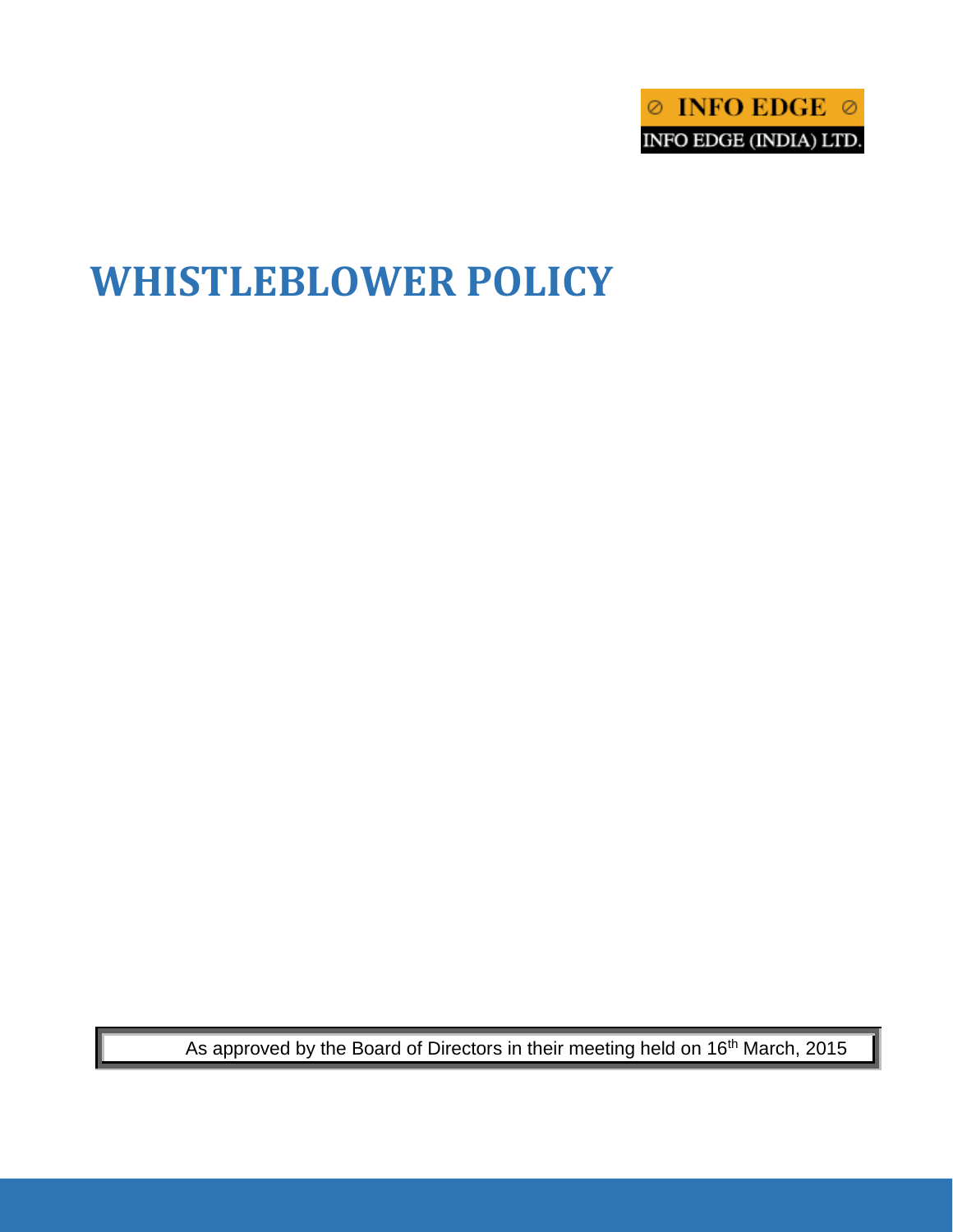INFO EDGE

INFO EDGE (INDIA) LTD.

# WHISTLEBLOWER POLICY

As approved by the Board of Directors in their meeting held on 16th March, 2015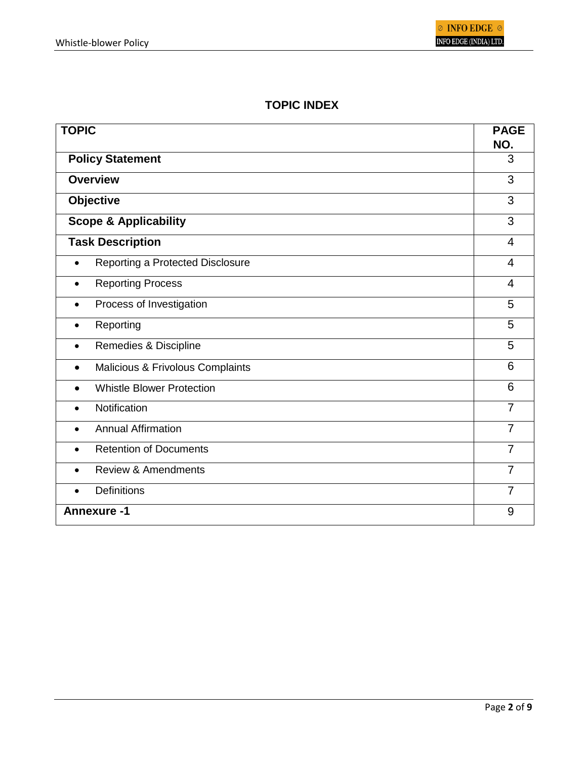## TOPIC INDEX

| TOPIC | PAGE NO. |
|---|---|
| **Policy Statement** | 3 |
| **Overview** | 3 |
| **Objective** | 3 |
| **Scope & Applicability** | 3 |
| **Task Description** | 4 |
| • Reporting a Protected Disclosure | 4 |
| • Reporting Process | 4 |
| • Process of Investigation | 5 |
| • Reporting | 5 |
| • Remedies & Discipline | 5 |
| • Malicious & Frivolous Complaints | 6 |
| • Whistle Blower Protection | 6 |
| • Notification | 7 |
| • Annual Affirmation | 7 |
| • Retention of Documents | 7 |
| • Review & Amendments | 7 |
| • Definitions | 7 |
| **Annexure -1** | 9 |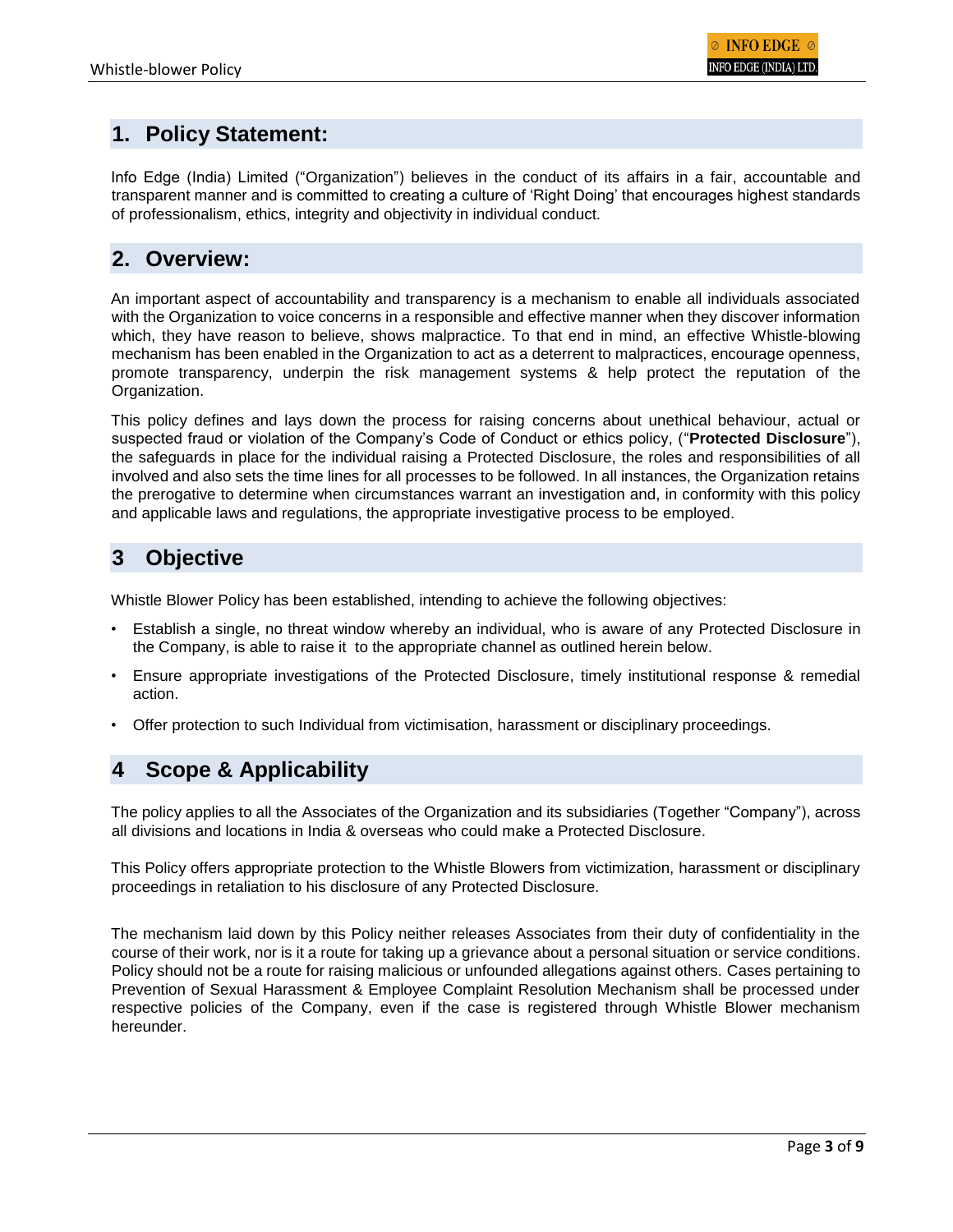## 1. Policy Statement:

Info Edge (India) Limited ("Organization") believes in the conduct of its affairs in a fair, accountable and transparent manner and is committed to creating a culture of 'Right Doing' that encourages highest standards of professionalism, ethics, integrity and objectivity in individual conduct.

## 2. Overview:

An important aspect of accountability and transparency is a mechanism to enable all individuals associated with the Organization to voice concerns in a responsible and effective manner when they discover information which, they have reason to believe, shows malpractice. To that end in mind, an effective Whistle-blowing mechanism has been enabled in the Organization to act as a deterrent to malpractices, encourage openness, promote transparency, underpin the risk management systems & help protect the reputation of the Organization.

This policy defines and lays down the process for raising concerns about unethical behaviour, actual or suspected fraud or violation of the Company's Code of Conduct or ethics policy, ("**Protected Disclosure**"), the safeguards in place for the individual raising a Protected Disclosure, the roles and responsibilities of all involved and also sets the time lines for all processes to be followed. In all instances, the Organization retains the prerogative to determine when circumstances warrant an investigation and, in conformity with this policy and applicable laws and regulations, the appropriate investigative process to be employed.

## 3 Objective

Whistle Blower Policy has been established, intending to achieve the following objectives:

- Establish a single, no threat window whereby an individual, who is aware of any Protected Disclosure in the Company, is able to raise it to the appropriate channel as outlined herein below.
- Ensure appropriate investigations of the Protected Disclosure, timely institutional response & remedial action.
- Offer protection to such Individual from victimisation, harassment or disciplinary proceedings.

## 4 Scope & Applicability

The policy applies to all the Associates of the Organization and its subsidiaries (Together "Company"), across all divisions and locations in India & overseas who could make a Protected Disclosure.

This Policy offers appropriate protection to the Whistle Blowers from victimization, harassment or disciplinary proceedings in retaliation to his disclosure of any Protected Disclosure.

The mechanism laid down by this Policy neither releases Associates from their duty of confidentiality in the course of their work, nor is it a route for taking up a grievance about a personal situation or service conditions. Policy should not be a route for raising malicious or unfounded allegations against others. Cases pertaining to Prevention of Sexual Harassment & Employee Complaint Resolution Mechanism shall be processed under respective policies of the Company, even if the case is registered through Whistle Blower mechanism hereunder.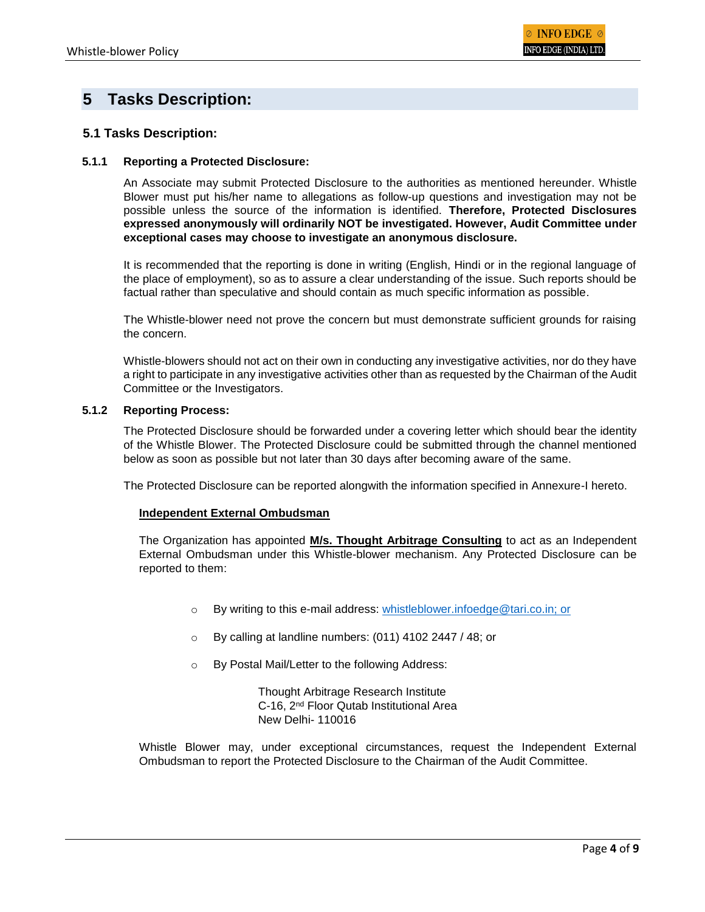# 5 Tasks Description:

## 5.1 Tasks Description:

### 5.1.1 Reporting a Protected Disclosure:

An Associate may submit Protected Disclosure to the authorities as mentioned hereunder. Whistle Blower must put his/her name to allegations as follow-up questions and investigation may not be possible unless the source of the information is identified. **Therefore, Protected Disclosures expressed anonymously will ordinarily NOT be investigated. However, Audit Committee under exceptional cases may choose to investigate an anonymous disclosure.**

It is recommended that the reporting is done in writing (English, Hindi or in the regional language of the place of employment), so as to assure a clear understanding of the issue. Such reports should be factual rather than speculative and should contain as much specific information as possible.

The Whistle-blower need not prove the concern but must demonstrate sufficient grounds for raising the concern.

Whistle-blowers should not act on their own in conducting any investigative activities, nor do they have a right to participate in any investigative activities other than as requested by the Chairman of the Audit Committee or the Investigators.

### 5.1.2 Reporting Process:

The Protected Disclosure should be forwarded under a covering letter which should bear the identity of the Whistle Blower. The Protected Disclosure could be submitted through the channel mentioned below as soon as possible but not later than 30 days after becoming aware of the same.

The Protected Disclosure can be reported alongwith the information specified in Annexure-I hereto.

**Independent External Ombudsman**

The Organization has appointed **M/s. Thought Arbitrage Consulting** to act as an Independent External Ombudsman under this Whistle-blower mechanism. Any Protected Disclosure can be reported to them:

- By writing to this e-mail address: whistleblower.infoedge@tari.co.in; or
- By calling at landline numbers: (011) 4102 2447 / 48; or
- By Postal Mail/Letter to the following Address:

  Thought Arbitrage Research Institute
  C-16, 2nd Floor Qutab Institutional Area
  New Delhi- 110016

Whistle Blower may, under exceptional circumstances, request the Independent External Ombudsman to report the Protected Disclosure to the Chairman of the Audit Committee.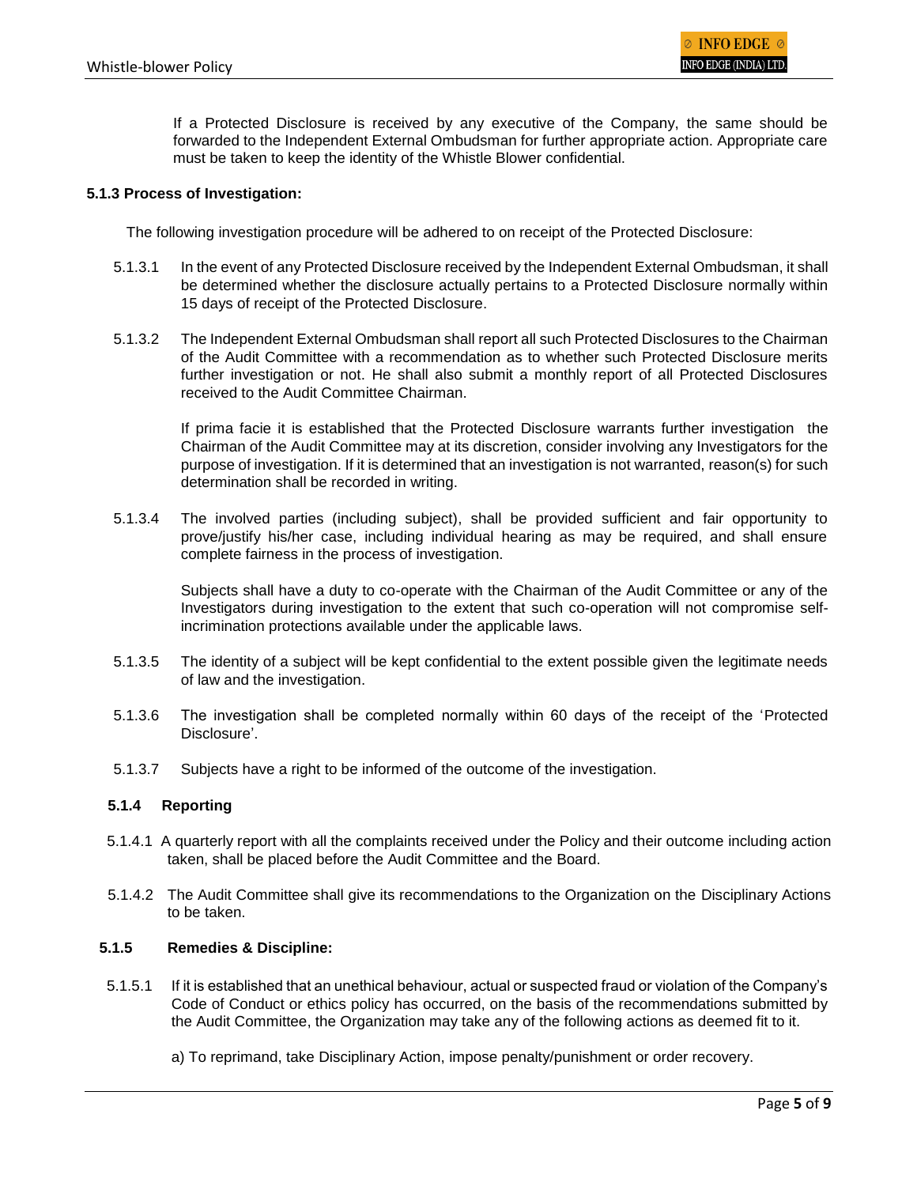If a Protected Disclosure is received by any executive of the Company, the same should be forwarded to the Independent External Ombudsman for further appropriate action. Appropriate care must be taken to keep the identity of the Whistle Blower confidential.

**5.1.3 Process of Investigation:**

The following investigation procedure will be adhered to on receipt of the Protected Disclosure:

5.1.3.1 In the event of any Protected Disclosure received by the Independent External Ombudsman, it shall be determined whether the disclosure actually pertains to a Protected Disclosure normally within 15 days of receipt of the Protected Disclosure.

5.1.3.2 The Independent External Ombudsman shall report all such Protected Disclosures to the Chairman of the Audit Committee with a recommendation as to whether such Protected Disclosure merits further investigation or not. He shall also submit a monthly report of all Protected Disclosures received to the Audit Committee Chairman.

If prima facie it is established that the Protected Disclosure warrants further investigation the Chairman of the Audit Committee may at its discretion, consider involving any Investigators for the purpose of investigation. If it is determined that an investigation is not warranted, reason(s) for such determination shall be recorded in writing.

5.1.3.4 The involved parties (including subject), shall be provided sufficient and fair opportunity to prove/justify his/her case, including individual hearing as may be required, and shall ensure complete fairness in the process of investigation.

Subjects shall have a duty to co-operate with the Chairman of the Audit Committee or any of the Investigators during investigation to the extent that such co-operation will not compromise self-incrimination protections available under the applicable laws.

5.1.3.5 The identity of a subject will be kept confidential to the extent possible given the legitimate needs of law and the investigation.

5.1.3.6 The investigation shall be completed normally within 60 days of the receipt of the 'Protected Disclosure'.

5.1.3.7 Subjects have a right to be informed of the outcome of the investigation.

**5.1.4 Reporting**

5.1.4.1 A quarterly report with all the complaints received under the Policy and their outcome including action taken, shall be placed before the Audit Committee and the Board.

5.1.4.2 The Audit Committee shall give its recommendations to the Organization on the Disciplinary Actions to be taken.

**5.1.5 Remedies & Discipline:**

5.1.5.1 If it is established that an unethical behaviour, actual or suspected fraud or violation of the Company's Code of Conduct or ethics policy has occurred, on the basis of the recommendations submitted by the Audit Committee, the Organization may take any of the following actions as deemed fit to it.

a) To reprimand, take Disciplinary Action, impose penalty/punishment or order recovery.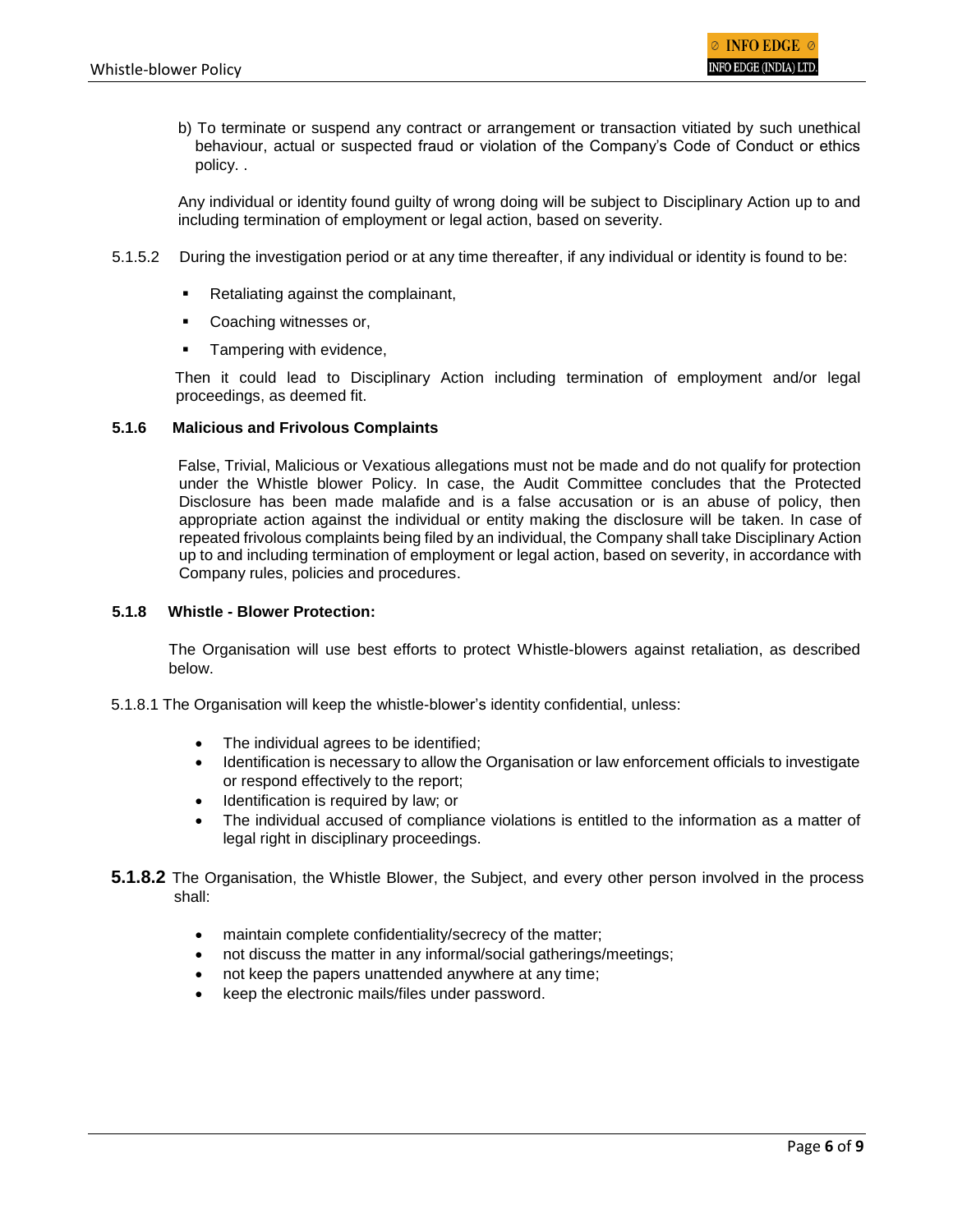b) To terminate or suspend any contract or arrangement or transaction vitiated by such unethical behaviour, actual or suspected fraud or violation of the Company's Code of Conduct or ethics policy. .

Any individual or identity found guilty of wrong doing will be subject to Disciplinary Action up to and including termination of employment or legal action, based on severity.

5.1.5.2 During the investigation period or at any time thereafter, if any individual or identity is found to be:

- Retaliating against the complainant,
- Coaching witnesses or,
- Tampering with evidence,

Then it could lead to Disciplinary Action including termination of employment and/or legal proceedings, as deemed fit.

**5.1.6 Malicious and Frivolous Complaints**

False, Trivial, Malicious or Vexatious allegations must not be made and do not qualify for protection under the Whistle blower Policy. In case, the Audit Committee concludes that the Protected Disclosure has been made malafide and is a false accusation or is an abuse of policy, then appropriate action against the individual or entity making the disclosure will be taken. In case of repeated frivolous complaints being filed by an individual, the Company shall take Disciplinary Action up to and including termination of employment or legal action, based on severity, in accordance with Company rules, policies and procedures.

**5.1.8 Whistle - Blower Protection:**

The Organisation will use best efforts to protect Whistle-blowers against retaliation, as described below.

5.1.8.1 The Organisation will keep the whistle-blower's identity confidential, unless:

- The individual agrees to be identified;
- Identification is necessary to allow the Organisation or law enforcement officials to investigate or respond effectively to the report;
- Identification is required by law; or
- The individual accused of compliance violations is entitled to the information as a matter of legal right in disciplinary proceedings.

**5.1.8.2** The Organisation, the Whistle Blower, the Subject, and every other person involved in the process shall:

- maintain complete confidentiality/secrecy of the matter;
- not discuss the matter in any informal/social gatherings/meetings;
- not keep the papers unattended anywhere at any time;
- keep the electronic mails/files under password.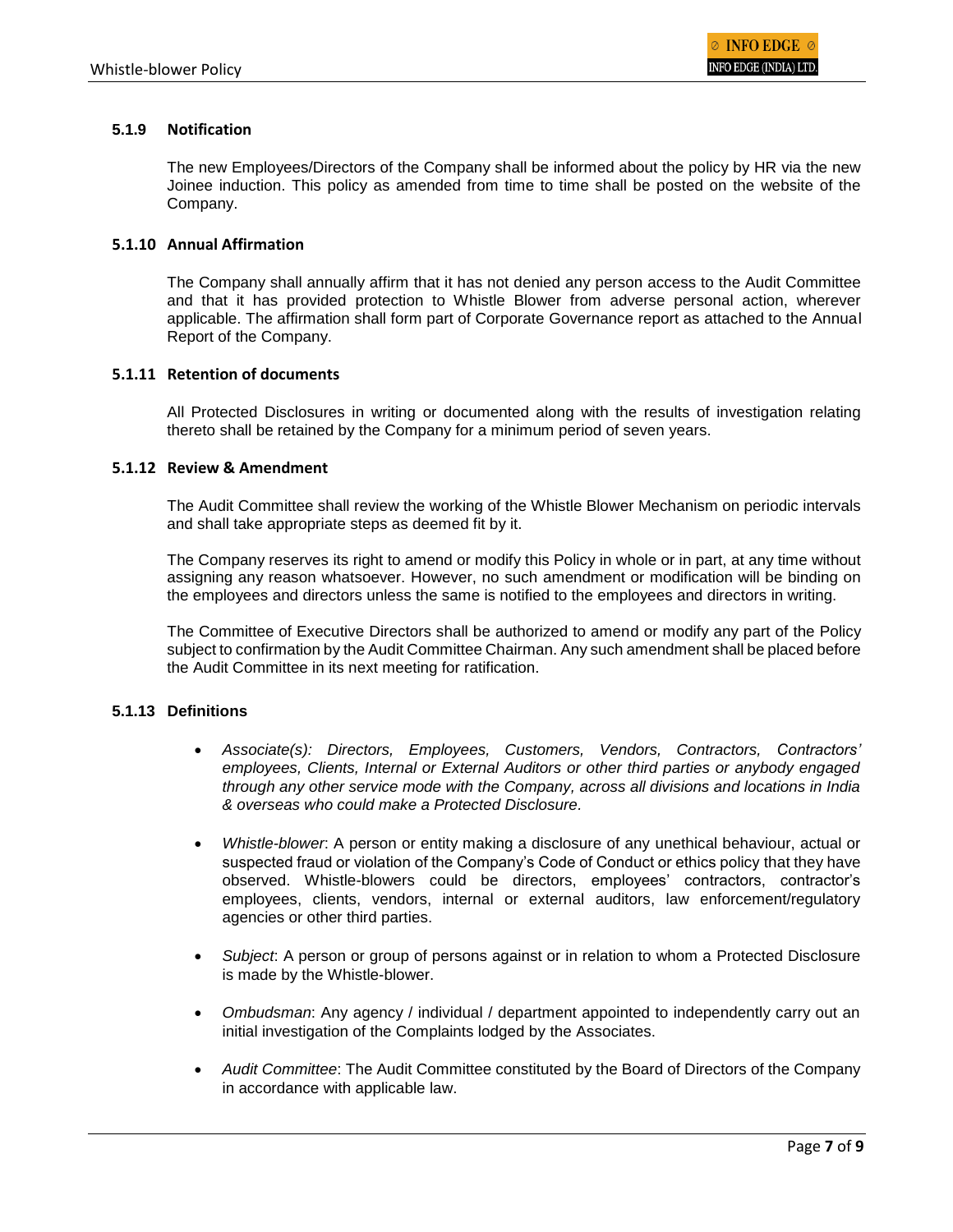#### 5.1.9 Notification

The new Employees/Directors of the Company shall be informed about the policy by HR via the new Joinee induction. This policy as amended from time to time shall be posted on the website of the Company.

#### 5.1.10 Annual Affirmation

The Company shall annually affirm that it has not denied any person access to the Audit Committee and that it has provided protection to Whistle Blower from adverse personal action, wherever applicable. The affirmation shall form part of Corporate Governance report as attached to the Annual Report of the Company.

#### 5.1.11 Retention of documents

All Protected Disclosures in writing or documented along with the results of investigation relating thereto shall be retained by the Company for a minimum period of seven years.

#### 5.1.12 Review & Amendment

The Audit Committee shall review the working of the Whistle Blower Mechanism on periodic intervals and shall take appropriate steps as deemed fit by it.

The Company reserves its right to amend or modify this Policy in whole or in part, at any time without assigning any reason whatsoever. However, no such amendment or modification will be binding on the employees and directors unless the same is notified to the employees and directors in writing.

The Committee of Executive Directors shall be authorized to amend or modify any part of the Policy subject to confirmation by the Audit Committee Chairman. Any such amendment shall be placed before the Audit Committee in its next meeting for ratification.

#### 5.1.13 Definitions

- *Associate(s): Directors, Employees, Customers, Vendors, Contractors, Contractors' employees, Clients, Internal or External Auditors or other third parties or anybody engaged through any other service mode with the Company, across all divisions and locations in India & overseas who could make a Protected Disclosure.*

- *Whistle-blower*: A person or entity making a disclosure of any unethical behaviour, actual or suspected fraud or violation of the Company's Code of Conduct or ethics policy that they have observed. Whistle-blowers could be directors, employees' contractors, contractor's employees, clients, vendors, internal or external auditors, law enforcement/regulatory agencies or other third parties.

- *Subject*: A person or group of persons against or in relation to whom a Protected Disclosure is made by the Whistle-blower.

- *Ombudsman*: Any agency / individual / department appointed to independently carry out an initial investigation of the Complaints lodged by the Associates.

- *Audit Committee*: The Audit Committee constituted by the Board of Directors of the Company in accordance with applicable law.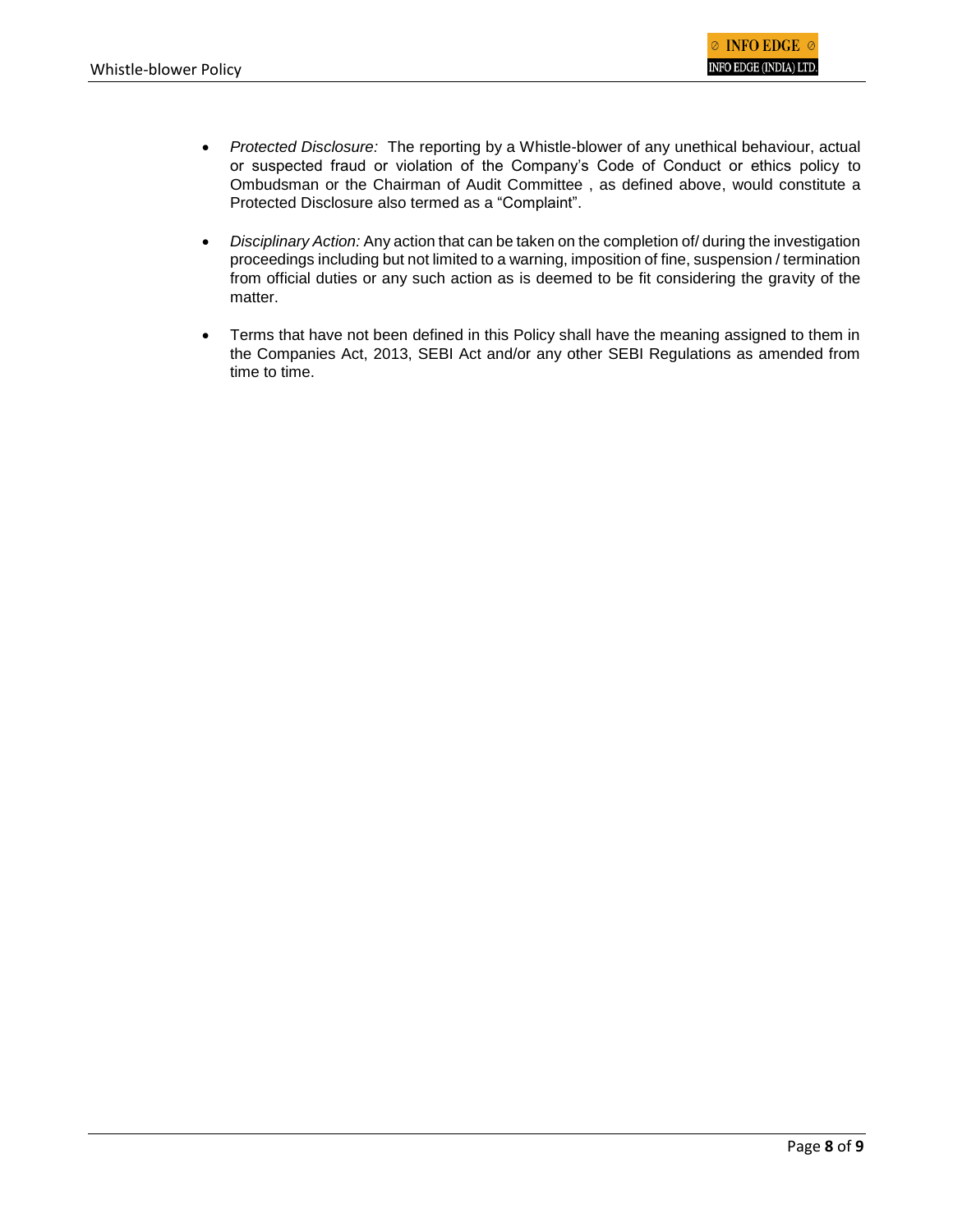- *Protected Disclosure:* The reporting by a Whistle-blower of any unethical behaviour, actual or suspected fraud or violation of the Company's Code of Conduct or ethics policy to Ombudsman or the Chairman of Audit Committee , as defined above, would constitute a Protected Disclosure also termed as a "Complaint".

- *Disciplinary Action:* Any action that can be taken on the completion of/ during the investigation proceedings including but not limited to a warning, imposition of fine, suspension / termination from official duties or any such action as is deemed to be fit considering the gravity of the matter.

- Terms that have not been defined in this Policy shall have the meaning assigned to them in the Companies Act, 2013, SEBI Act and/or any other SEBI Regulations as amended from time to time.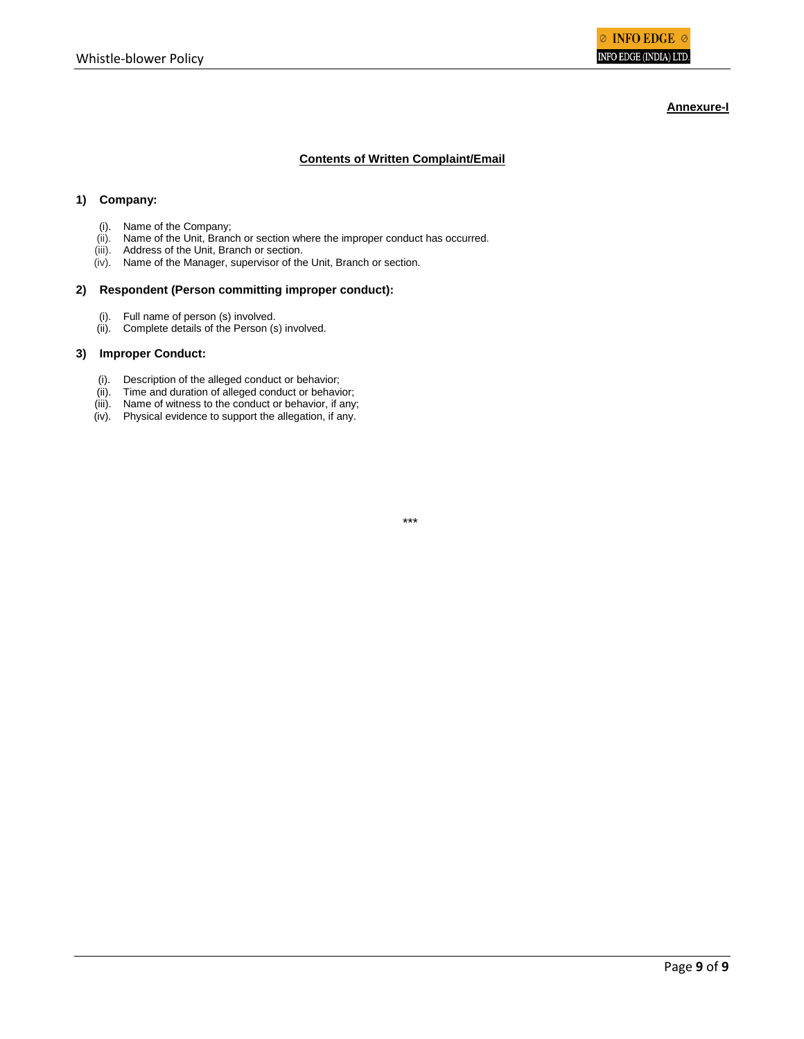**Annexure-I**

## Contents of Written Complaint/Email

### 1) Company:

(i). Name of the Company;
(ii). Name of the Unit, Branch or section where the improper conduct has occurred.
(iii). Address of the Unit, Branch or section.
(iv). Name of the Manager, supervisor of the Unit, Branch or section.

### 2) Respondent (Person committing improper conduct):

(i). Full name of person (s) involved.
(ii). Complete details of the Person (s) involved.

### 3) Improper Conduct:

(i). Description of the alleged conduct or behavior;
(ii). Time and duration of alleged conduct or behavior;
(iii). Name of witness to the conduct or behavior, if any;
(iv). Physical evidence to support the allegation, if any.

***